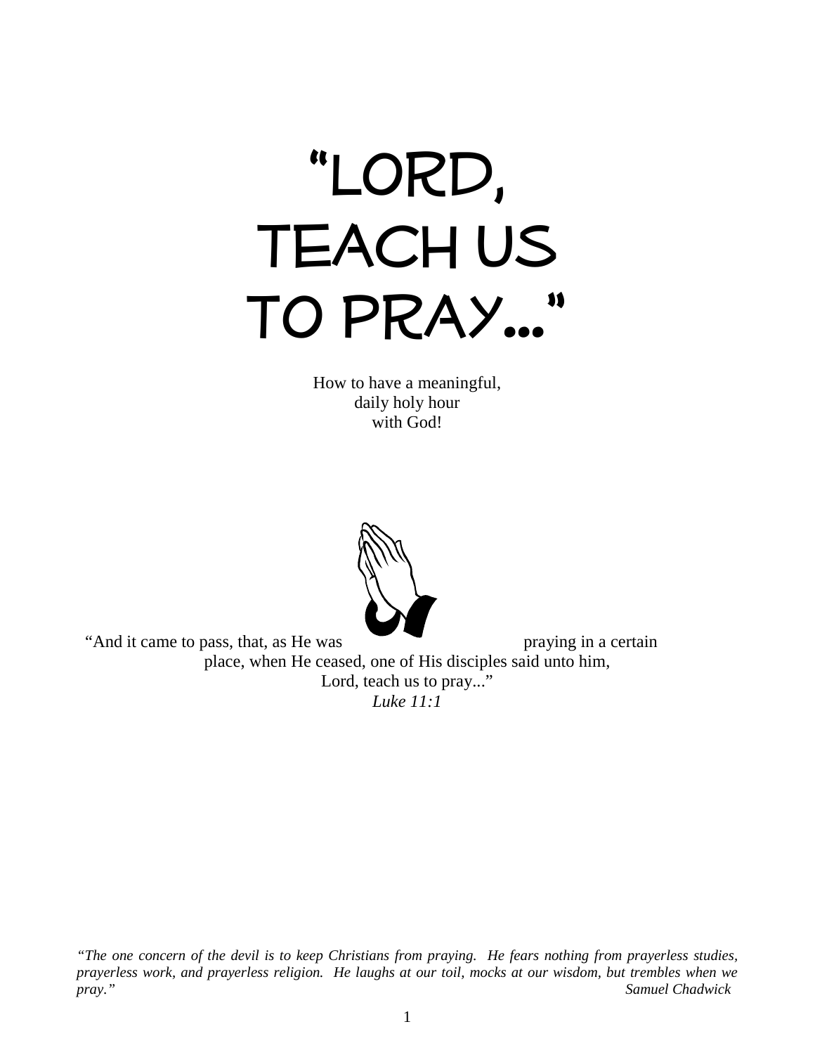# "LORD, TEACH US TO PRAY..."

How to have a meaningful,
daily holy hour
with God!

"And it came to pass, that, as He was praying in a certain place, when He ceased, one of His disciples said unto him, Lord, teach us to pray..."
*Luke 11:1*

*"The one concern of the devil is to keep Christians from praying. He fears nothing from prayerless studies, prayerless work, and prayerless religion. He laughs at our toil, mocks at our wisdom, but trembles when we pray."*
*Samuel Chadwick*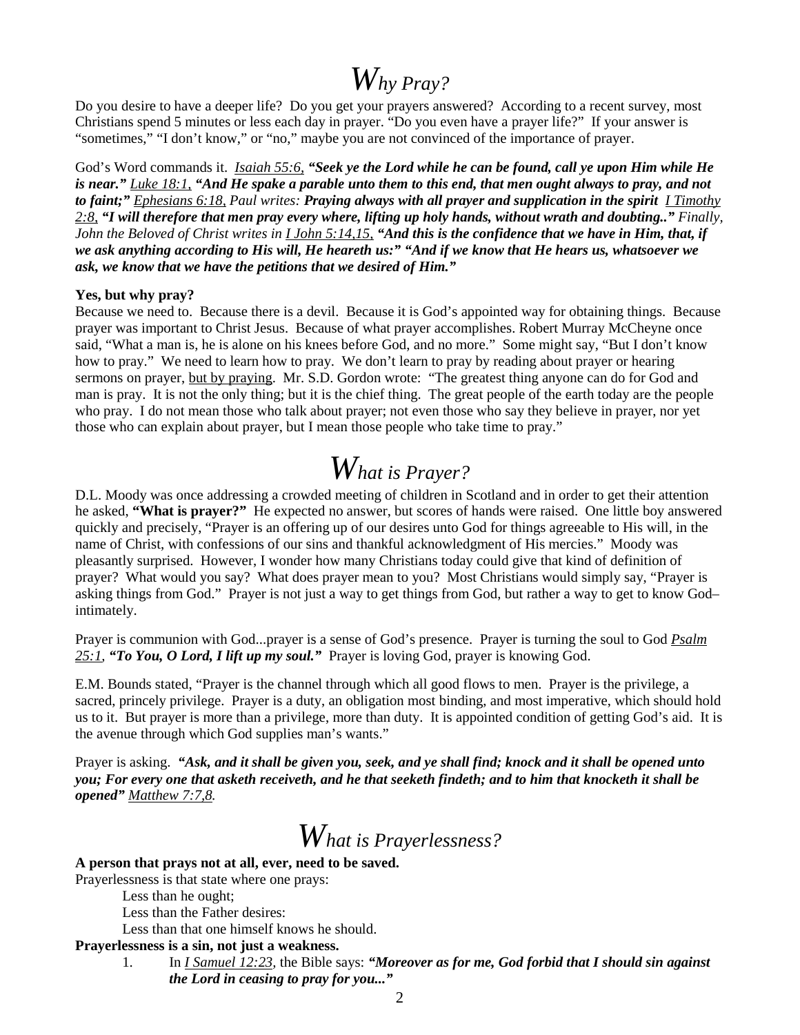# Why Pray?

Do you desire to have a deeper life? Do you get your prayers answered? According to a recent survey, most Christians spend 5 minutes or less each day in prayer. "Do you even have a prayer life?" If your answer is "sometimes," "I don't know," or "no," maybe you are not convinced of the importance of prayer.

God's Word commands it. *Isaiah 55:6,* ***"Seek ye the Lord while he can be found, call ye upon Him while He is near."*** *Luke 18:1,* ***"And He spake a parable unto them to this end, that men ought always to pray, and not to faint;"*** *Ephesians 6:18, Paul writes:* ***Praying always with all prayer and supplication in the spirit*** *I Timothy 2:8,* ***"I will therefore that men pray every where, lifting up holy hands, without wrath and doubting.."*** *Finally, John the Beloved of Christ writes in I John 5:14,15,* ***"And this is the confidence that we have in Him, that, if we ask anything according to His will, He heareth us:" "And if we know that He hears us, whatsoever we ask, we know that we have the petitions that we desired of Him."***

**Yes, but why pray?**

Because we need to. Because there is a devil. Because it is God's appointed way for obtaining things. Because prayer was important to Christ Jesus. Because of what prayer accomplishes. Robert Murray McCheyne once said, "What a man is, he is alone on his knees before God, and no more." Some might say, "But I don't know how to pray." We need to learn how to pray. We don't learn to pray by reading about prayer or hearing sermons on prayer, but by praying. Mr. S.D. Gordon wrote: "The greatest thing anyone can do for God and man is pray. It is not the only thing; but it is the chief thing. The great people of the earth today are the people who pray. I do not mean those who talk about prayer; not even those who say they believe in prayer, nor yet those who can explain about prayer, but I mean those people who take time to pray."

# What is Prayer?

D.L. Moody was once addressing a crowded meeting of children in Scotland and in order to get their attention he asked, **"What is prayer?"** He expected no answer, but scores of hands were raised. One little boy answered quickly and precisely, "Prayer is an offering up of our desires unto God for things agreeable to His will, in the name of Christ, with confessions of our sins and thankful acknowledgment of His mercies." Moody was pleasantly surprised. However, I wonder how many Christians today could give that kind of definition of prayer? What would you say? What does prayer mean to you? Most Christians would simply say, "Prayer is asking things from God." Prayer is not just a way to get things from God, but rather a way to get to know God–intimately.

Prayer is communion with God...prayer is a sense of God's presence. Prayer is turning the soul to God *Psalm 25:1,* ***"To You, O Lord, I lift up my soul."*** Prayer is loving God, prayer is knowing God.

E.M. Bounds stated, "Prayer is the channel through which all good flows to men. Prayer is the privilege, a sacred, princely privilege. Prayer is a duty, an obligation most binding, and most imperative, which should hold us to it. But prayer is more than a privilege, more than duty. It is appointed condition of getting God's aid. It is the avenue through which God supplies man's wants."

Prayer is asking. ***"Ask, and it shall be given you, seek, and ye shall find; knock and it shall be opened unto you; For every one that asketh receiveth, and he that seeketh findeth; and to him that knocketh it shall be opened"*** *Matthew 7:7,8.*

# What is Prayerlessness?

**A person that prays not at all, ever, need to be saved.**

Prayerlessness is that state where one prays:

- Less than he ought;
- Less than the Father desires:
- Less than that one himself knows he should.

**Prayerlessness is a sin, not just a weakness.**

1. In *I Samuel 12:23*, the Bible says: ***"Moreover as for me, God forbid that I should sin against the Lord in ceasing to pray for you..."***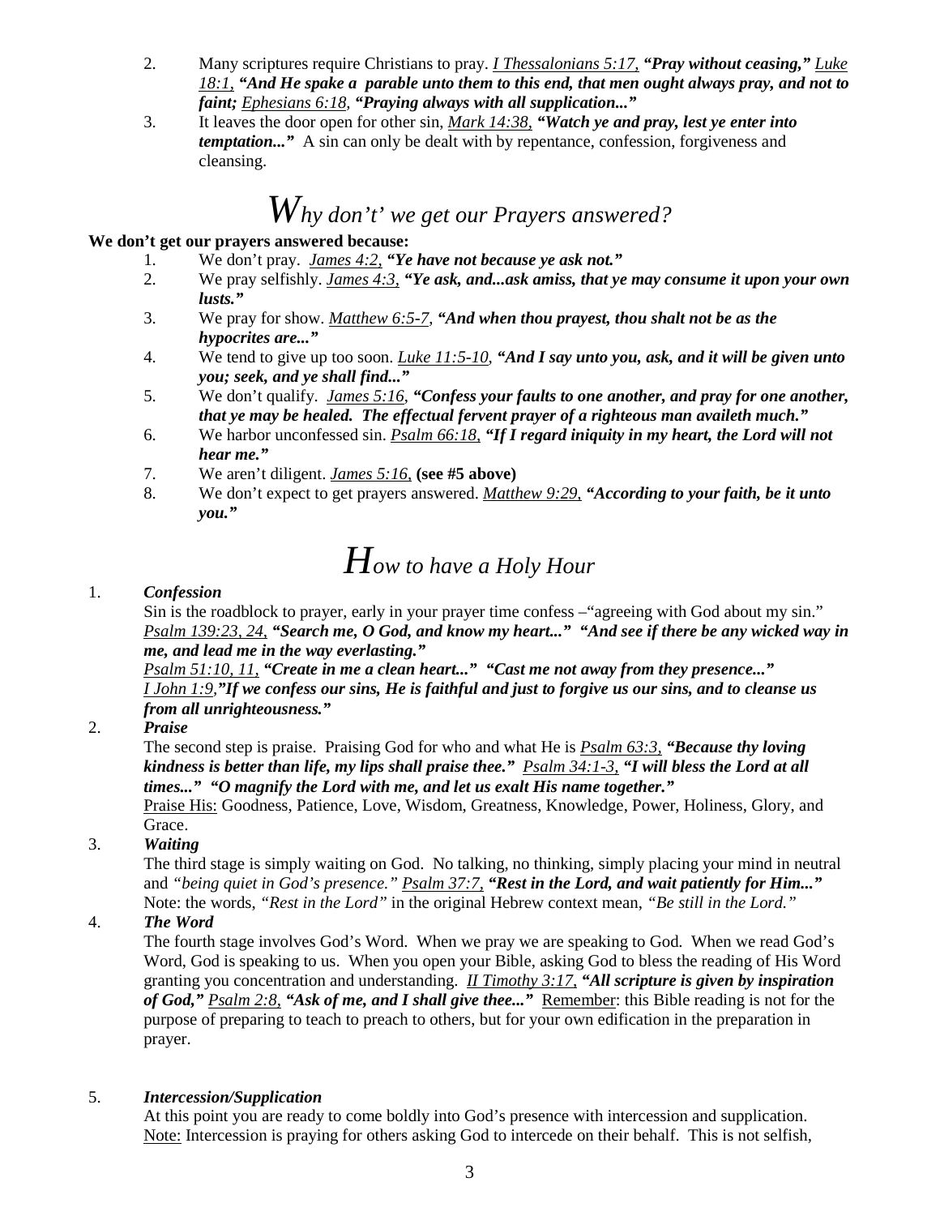2. Many scriptures require Christians to pray. _I Thessalonians 5:17,_ ***"Pray without ceasing,"*** _Luke 18:1,_ ***"And He spake a parable unto them to this end, that men ought always pray, and not to faint;*** _Ephesians 6:18,_ ***"Praying always with all supplication..."***
3. It leaves the door open for other sin, _Mark 14:38,_ ***"Watch ye and pray, lest ye enter into temptation..."*** A sin can only be dealt with by repentance, confession, forgiveness and cleansing.

# *Why don't' we get our Prayers answered?*

**We don't get our prayers answered because:**

1. We don't pray. _James 4:2,_ ***"Ye have not because ye ask not."***
2. We pray selfishly. _James 4:3,_ ***"Ye ask, and...ask amiss, that ye may consume it upon your own lusts."***
3. We pray for show. _Matthew 6:5-7,_ ***"And when thou prayest, thou shalt not be as the hypocrites are..."***
4. We tend to give up too soon. _Luke 11:5-10,_ ***"And I say unto you, ask, and it will be given unto you; seek, and ye shall find..."***
5. We don't qualify. _James 5:16,_ ***"Confess your faults to one another, and pray for one another, that ye may be healed. The effectual fervent prayer of a righteous man availeth much."***
6. We harbor unconfessed sin. _Psalm 66:18,_ ***"If I regard iniquity in my heart, the Lord will not hear me."***
7. We aren't diligent. _James 5:16,_ **(see #5 above)**
8. We don't expect to get prayers answered. _Matthew 9:29,_ ***"According to your faith, be it unto you."***

# *How to have a Holy Hour*

1. ***Confession***
   Sin is the roadblock to prayer, early in your prayer time confess –"agreeing with God about my sin." _Psalm 139:23, 24,_ ***"Search me, O God, and know my heart..." "And see if there be any wicked way in me, and lead me in the way everlasting."***
   _Psalm 51:10, 11,_ ***"Create in me a clean heart..." "Cast me not away from they presence..."***
   _I John 1:9,_ ***"If we confess our sins, He is faithful and just to forgive us our sins, and to cleanse us from all unrighteousness."***
2. ***Praise***
   The second step is praise. Praising God for who and what He is _Psalm 63:3,_ ***"Because thy loving kindness is better than life, my lips shall praise thee."*** _Psalm 34:1-3,_ ***"I will bless the Lord at all times..." "O magnify the Lord with me, and let us exalt His name together."***
   _Praise His:_ Goodness, Patience, Love, Wisdom, Greatness, Knowledge, Power, Holiness, Glory, and Grace.
3. ***Waiting***
   The third stage is simply waiting on God. No talking, no thinking, simply placing your mind in neutral and *"being quiet in God's presence."* _Psalm 37:7,_ ***"Rest in the Lord, and wait patiently for Him..."*** Note: the words, *"Rest in the Lord"* in the original Hebrew context mean, *"Be still in the Lord."*
4. ***The Word***
   The fourth stage involves God's Word. When we pray we are speaking to God. When we read God's Word, God is speaking to us. When you open your Bible, asking God to bless the reading of His Word granting you concentration and understanding. _II Timothy 3:17,_ ***"All scripture is given by inspiration of God,"*** _Psalm 2:8,_ ***"Ask of me, and I shall give thee..."*** _Remember_: this Bible reading is not for the purpose of preparing to teach to preach to others, but for your own edification in the preparation in prayer.
5. ***Intercession/Supplication***
   At this point you are ready to come boldly into God's presence with intercession and supplication. _Note:_ Intercession is praying for others asking God to intercede on their behalf. This is not selfish,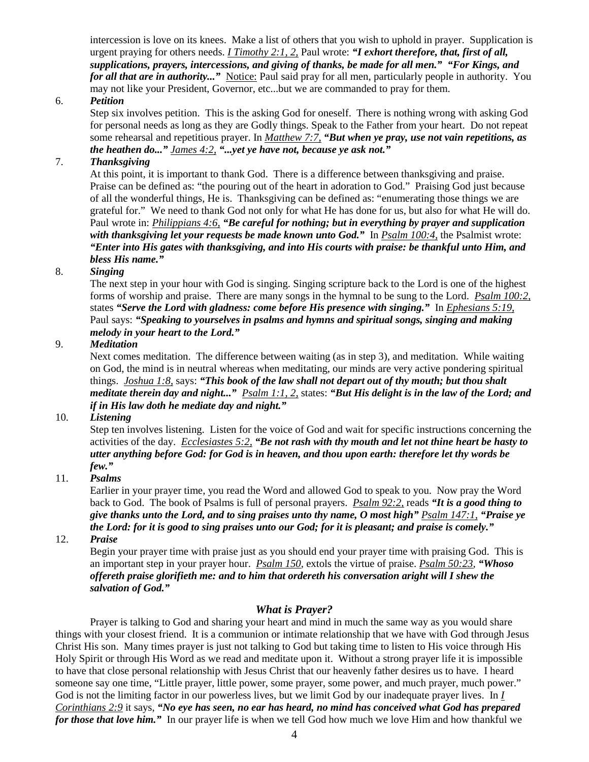intercession is love on its knees. Make a list of others that you wish to uphold in prayer. Supplication is urgent praying for others needs. *I Timothy 2:1, 2,* Paul wrote: ***"I exhort therefore, that, first of all, supplications, prayers, intercessions, and giving of thanks, be made for all men." "For Kings, and for all that are in authority..."*** Notice: Paul said pray for all men, particularly people in authority. You may not like your President, Governor, etc...but we are commanded to pray for them.

6. ***Petition***

   Step six involves petition. This is the asking God for oneself. There is nothing wrong with asking God for personal needs as long as they are Godly things. Speak to the Father from your heart. Do not repeat some rehearsal and repetitious prayer. In *Matthew 7:7,* ***"But when ye pray, use not vain repetitions, as the heathen do..."*** *James 4:2,* ***"...yet ye have not, because ye ask not."***

7. ***Thanksgiving***

   At this point, it is important to thank God. There is a difference between thanksgiving and praise. Praise can be defined as: "the pouring out of the heart in adoration to God." Praising God just because of all the wonderful things, He is. Thanksgiving can be defined as: "enumerating those things we are grateful for." We need to thank God not only for what He has done for us, but also for what He will do. Paul wrote in: *Philippians 4:6,* ***"Be careful for nothing; but in everything by prayer and supplication with thanksgiving let your requests be made known unto God."*** In *Psalm 100:4,* the Psalmist wrote: ***"Enter into His gates with thanksgiving, and into His courts with praise: be thankful unto Him, and bless His name."***

8. ***Singing***

   The next step in your hour with God is singing. Singing scripture back to the Lord is one of the highest forms of worship and praise. There are many songs in the hymnal to be sung to the Lord. *Psalm 100:2,* states ***"Serve the Lord with gladness: come before His presence with singing."*** In *Ephesians 5:19,* Paul says: ***"Speaking to yourselves in psalms and hymns and spiritual songs, singing and making melody in your heart to the Lord."***

9. ***Meditation***

   Next comes meditation. The difference between waiting (as in step 3), and meditation. While waiting on God, the mind is in neutral whereas when meditating, our minds are very active pondering spiritual things. *Joshua 1:8,* says: ***"This book of the law shall not depart out of thy mouth; but thou shalt meditate therein day and night..."*** *Psalm 1:1, 2,* states: ***"But His delight is in the law of the Lord; and if in His law doth he mediate day and night."***

10. ***Listening***

    Step ten involves listening. Listen for the voice of God and wait for specific instructions concerning the activities of the day. *Ecclesiastes 5:2,* ***"Be not rash with thy mouth and let not thine heart be hasty to utter anything before God: for God is in heaven, and thou upon earth: therefore let thy words be few."***

11. ***Psalms***

    Earlier in your prayer time, you read the Word and allowed God to speak to you. Now pray the Word back to God. The book of Psalms is full of personal prayers. *Psalm 92:2,* reads ***"It is a good thing to give thanks unto the Lord, and to sing praises unto thy name, O most high"*** *Psalm 147:1,* ***"Praise ye the Lord: for it is good to sing praises unto our God; for it is pleasant; and praise is comely."***

12. ***Praise***

    Begin your prayer time with praise just as you should end your prayer time with praising God. This is an important step in your prayer hour. *Psalm 150,* extols the virtue of praise. *Psalm 50:23,* ***"Whoso offereth praise glorifieth me: and to him that ordereth his conversation aright will I shew the salvation of God."***

### *What is Prayer?*

Prayer is talking to God and sharing your heart and mind in much the same way as you would share things with your closest friend. It is a communion or intimate relationship that we have with God through Jesus Christ His son. Many times prayer is just not talking to God but taking time to listen to His voice through His Holy Spirit or through His Word as we read and meditate upon it. Without a strong prayer life it is impossible to have that close personal relationship with Jesus Christ that our heavenly father desires us to have. I heard someone say one time, "Little prayer, little power, some prayer, some power, and much prayer, much power." God is not the limiting factor in our powerless lives, but we limit God by our inadequate prayer lives. In *I Corinthians 2:9* it says, ***"No eye has seen, no ear has heard, no mind has conceived what God has prepared for those that love him."*** In our prayer life is when we tell God how much we love Him and how thankful we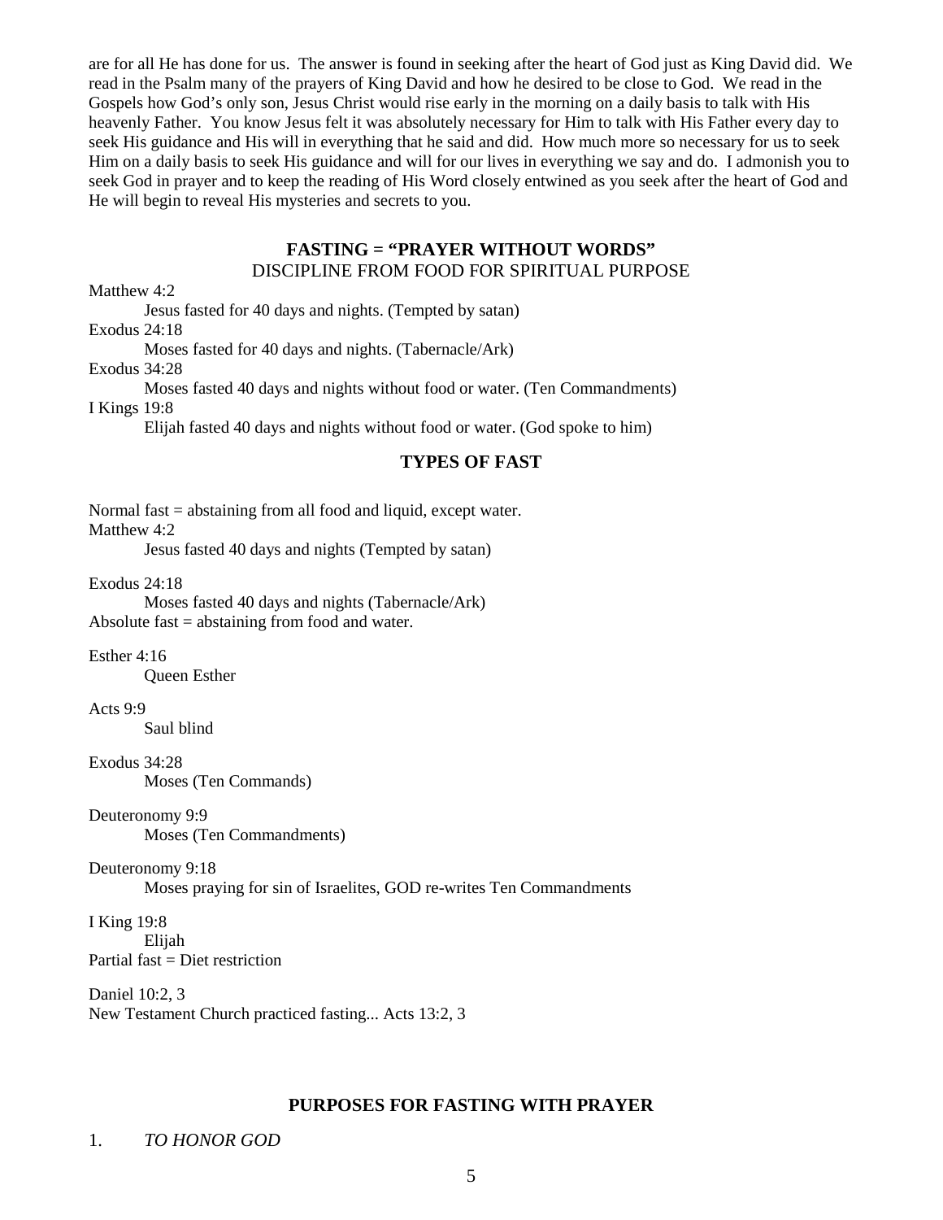are for all He has done for us. The answer is found in seeking after the heart of God just as King David did. We read in the Psalm many of the prayers of King David and how he desired to be close to God. We read in the Gospels how God's only son, Jesus Christ would rise early in the morning on a daily basis to talk with His heavenly Father. You know Jesus felt it was absolutely necessary for Him to talk with His Father every day to seek His guidance and His will in everything that he said and did. How much more so necessary for us to seek Him on a daily basis to seek His guidance and will for our lives in everything we say and do. I admonish you to seek God in prayer and to keep the reading of His Word closely entwined as you seek after the heart of God and He will begin to reveal His mysteries and secrets to you.

## FASTING = "PRAYER WITHOUT WORDS"

DISCIPLINE FROM FOOD FOR SPIRITUAL PURPOSE

Matthew 4:2
  Jesus fasted for 40 days and nights. (Tempted by satan)

Exodus 24:18
  Moses fasted for 40 days and nights. (Tabernacle/Ark)

Exodus 34:28
  Moses fasted 40 days and nights without food or water. (Ten Commandments)

I Kings 19:8
  Elijah fasted 40 days and nights without food or water. (God spoke to him)

## TYPES OF FAST

Normal fast = abstaining from all food and liquid, except water.

Matthew 4:2
  Jesus fasted 40 days and nights (Tempted by satan)

Exodus 24:18
  Moses fasted 40 days and nights (Tabernacle/Ark)

Absolute fast = abstaining from food and water.

Esther 4:16
  Queen Esther

Acts 9:9
  Saul blind

Exodus 34:28
  Moses (Ten Commands)

Deuteronomy 9:9
  Moses (Ten Commandments)

Deuteronomy 9:18
  Moses praying for sin of Israelites, GOD re-writes Ten Commandments

I King 19:8
  Elijah

Partial fast = Diet restriction

Daniel 10:2, 3

New Testament Church practiced fasting... Acts 13:2, 3

## PURPOSES FOR FASTING WITH PRAYER

1. *TO HONOR GOD*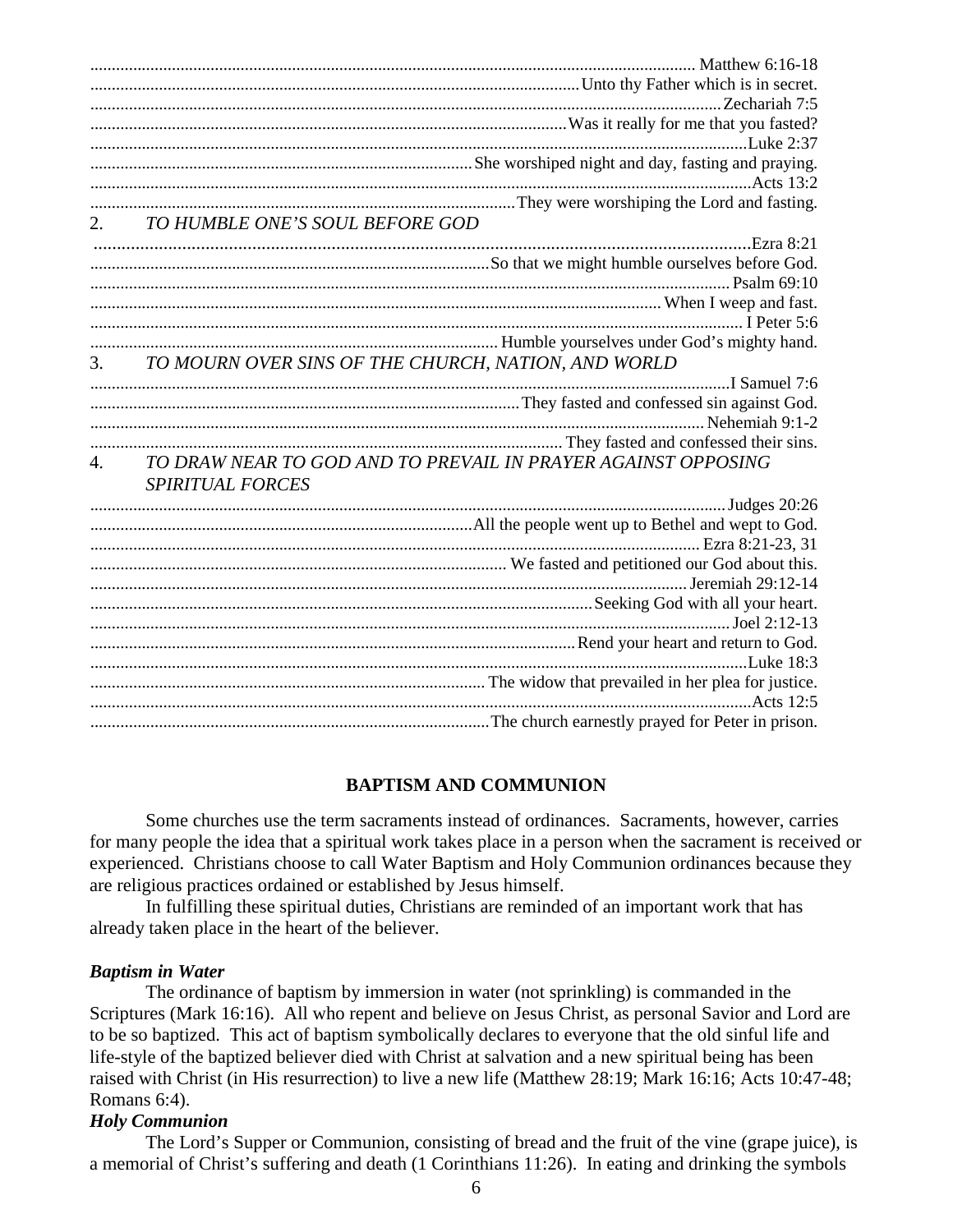............................................................................................................................................ Matthew 6:16-18
.................................................................................................................Unto thy Father which is in secret.
...................................................................................................................................................Zechariah 7:5
..............................................................................................................Was it really for me that you fasted?
..........................................................................................................................................................Luke 2:37
.........................................................................................She worshiped night and day, fasting and praying.
...........................................................................................................................................................Acts 13:2
...................................................................................................They were worshiping the Lord and fasting.

2. *TO HUMBLE ONE'S SOUL BEFORE GOD*

..........................................................................................................................................................Ezra 8:21
............................................................................................So that we might humble ourselves before God.
....................................................................................................................................................... Psalm 69:10
.......................................................................................................................................... When I weep and fast.
............................................................................................................................................................ I Peter 5:6
............................................................................................... Humble yourselves under God's mighty hand.

3. *TO MOURN OVER SINS OF THE CHURCH, NATION, AND WORLD*

....................................................................................................................................................I Samuel 7:6
...................................................................................................They fasted and confessed sin against God.
................................................................................................................................................... Nehemiah 9:1-2
.......................................................................................................... They fasted and confessed their sins.

4. *TO DRAW NEAR TO GOD AND TO PREVAIL IN PRAYER AGAINST OPPOSING SPIRITUAL FORCES*

......................................................................................................................................................Judges 20:26
.........................................................................................All the people went up to Bethel and wept to God.
.................................................................................................................................................. Ezra 8:21-23, 31
................................................................................................ We fasted and petitioned our God about this.
.................................................................................................................................................Jeremiah 29:12-14
...............................................................................................................Seeking God with all your heart.
.........................................................................................................................................................Joel 2:12-13
.................................................................................................................Rend your heart and return to God.
..........................................................................................................................................................Luke 18:3
............................................................................................ The widow that prevailed in her plea for justice.
...........................................................................................................................................................Acts 12:5
............................................................................................The church earnestly prayed for Peter in prison.

## BAPTISM AND COMMUNION

Some churches use the term sacraments instead of ordinances. Sacraments, however, carries for many people the idea that a spiritual work takes place in a person when the sacrament is received or experienced. Christians choose to call Water Baptism and Holy Communion ordinances because they are religious practices ordained or established by Jesus himself.

In fulfilling these spiritual duties, Christians are reminded of an important work that has already taken place in the heart of the believer.

### *Baptism in Water*

The ordinance of baptism by immersion in water (not sprinkling) is commanded in the Scriptures (Mark 16:16). All who repent and believe on Jesus Christ, as personal Savior and Lord are to be so baptized. This act of baptism symbolically declares to everyone that the old sinful life and life-style of the baptized believer died with Christ at salvation and a new spiritual being has been raised with Christ (in His resurrection) to live a new life (Matthew 28:19; Mark 16:16; Acts 10:47-48; Romans 6:4).

### *Holy Communion*

The Lord's Supper or Communion, consisting of bread and the fruit of the vine (grape juice), is a memorial of Christ's suffering and death (1 Corinthians 11:26). In eating and drinking the symbols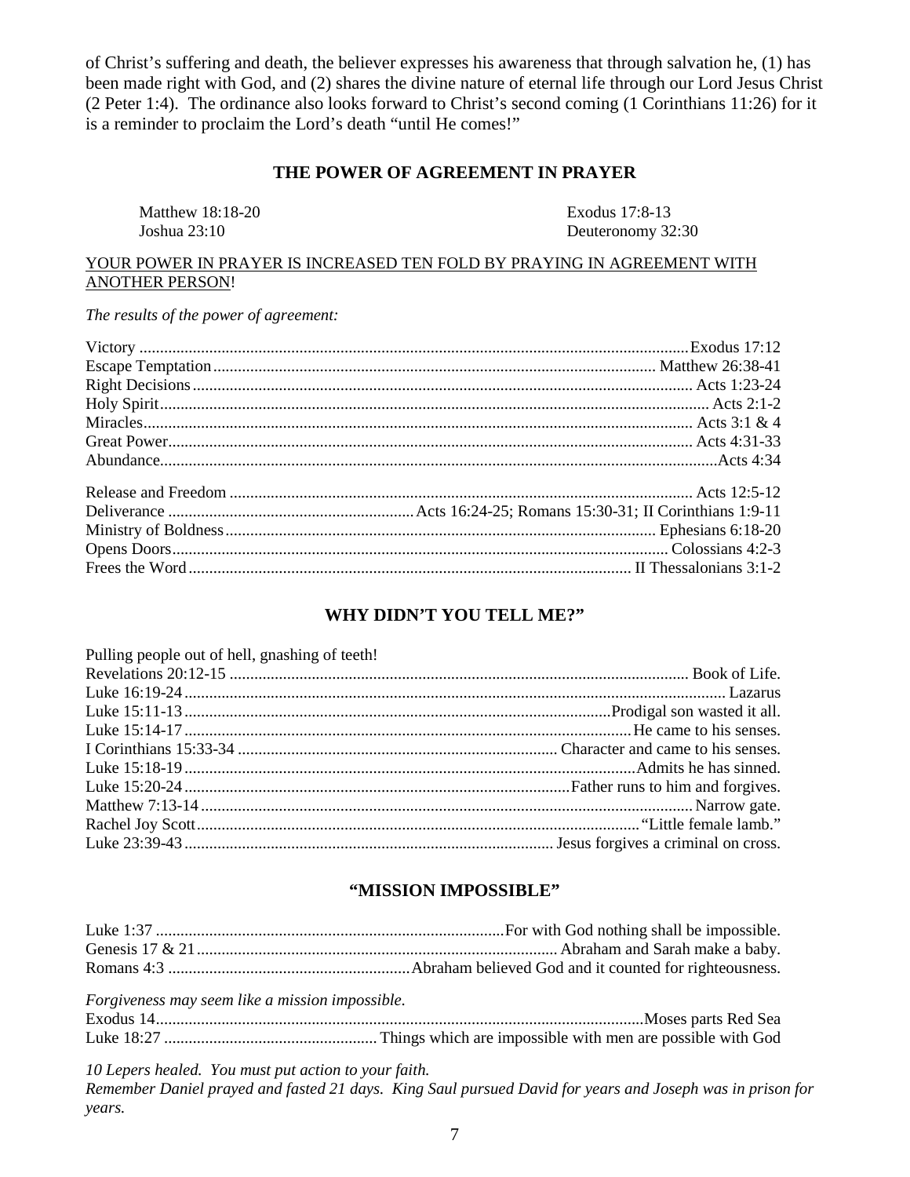of Christ's suffering and death, the believer expresses his awareness that through salvation he, (1) has been made right with God, and (2) shares the divine nature of eternal life through our Lord Jesus Christ (2 Peter 1:4). The ordinance also looks forward to Christ's second coming (1 Corinthians 11:26) for it is a reminder to proclaim the Lord's death "until He comes!"

## THE POWER OF AGREEMENT IN PRAYER

Matthew 18:18-20
Joshua 23:10
Exodus 17:8-13
Deuteronomy 32:30

YOUR POWER IN PRAYER IS INCREASED TEN FOLD BY PRAYING IN AGREEMENT WITH ANOTHER PERSON!

*The results of the power of agreement:*

Victory .......... Exodus 17:12
Escape Temptation .......... Matthew 26:38-41
Right Decisions .......... Acts 1:23-24
Holy Spirit .......... Acts 2:1-2
Miracles .......... Acts 3:1 & 4
Great Power .......... Acts 4:31-33
Abundance .......... Acts 4:34

Release and Freedom .......... Acts 12:5-12
Deliverance .......... Acts 16:24-25; Romans 15:30-31; II Corinthians 1:9-11
Ministry of Boldness .......... Ephesians 6:18-20
Opens Doors .......... Colossians 4:2-3
Frees the Word .......... II Thessalonians 3:1-2

## WHY DIDN'T YOU TELL ME?"

Pulling people out of hell, gnashing of teeth!
Revelations 20:12-15 .......... Book of Life.
Luke 16:19-24 .......... Lazarus
Luke 15:11-13 .......... Prodigal son wasted it all.
Luke 15:14-17 .......... He came to his senses.
I Corinthians 15:33-34 .......... Character and came to his senses.
Luke 15:18-19 .......... Admits he has sinned.
Luke 15:20-24 .......... Father runs to him and forgives.
Matthew 7:13-14 .......... Narrow gate.
Rachel Joy Scott .......... "Little female lamb."
Luke 23:39-43 .......... Jesus forgives a criminal on cross.

## "MISSION IMPOSSIBLE"

Luke 1:37 .......... For with God nothing shall be impossible.
Genesis 17 & 21 .......... Abraham and Sarah make a baby.
Romans 4:3 .......... Abraham believed God and it counted for righteousness.

*Forgiveness may seem like a mission impossible.*
Exodus 14 .......... Moses parts Red Sea
Luke 18:27 .......... Things which are impossible with men are possible with God

*10 Lepers healed. You must put action to your faith.*
*Remember Daniel prayed and fasted 21 days. King Saul pursued David for years and Joseph was in prison for years.*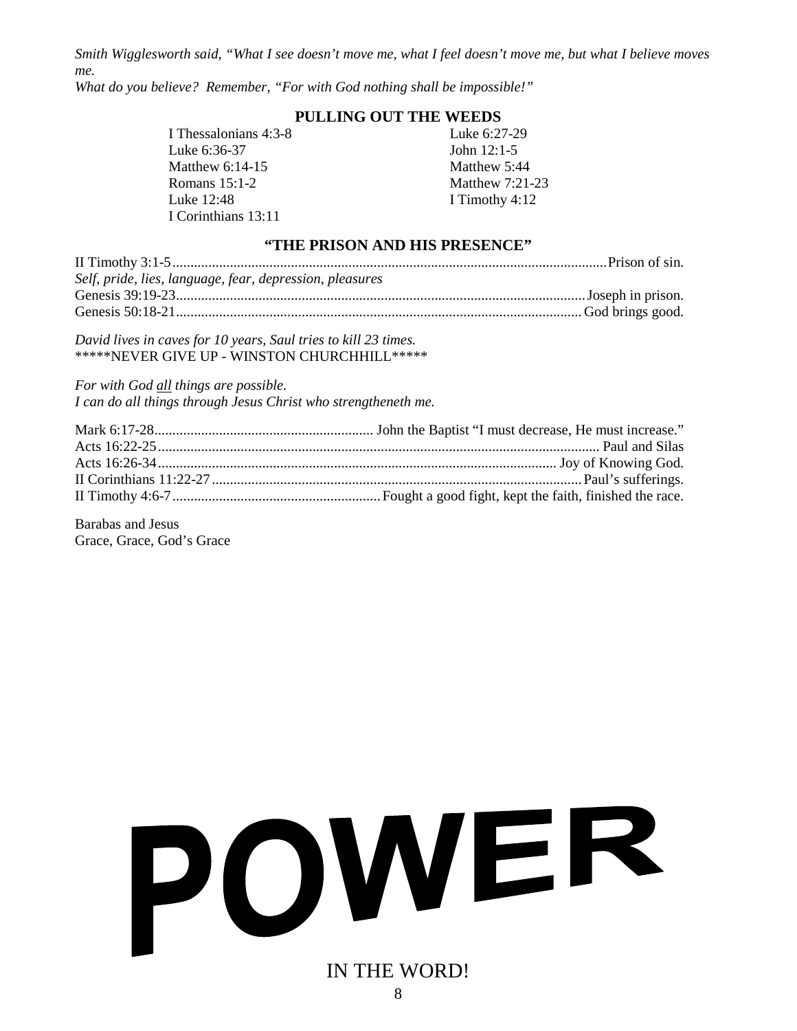*Smith Wigglesworth said, "What I see doesn't move me, what I feel doesn't move me, but what I believe moves me.*
*What do you believe? Remember, "For with God nothing shall be impossible!"*

## PULLING OUT THE WEEDS

I Thessalonians 4:3-8
Luke 6:36-37
Matthew 6:14-15
Romans 15:1-2
Luke 12:48
I Corinthians 13:11
Luke 6:27-29
John 12:1-5
Matthew 5:44
Matthew 7:21-23
I Timothy 4:12

## "THE PRISON AND HIS PRESENCE"

II Timothy 3:1-5........................................................................Prison of sin.
*Self, pride, lies, language, fear, depression, pleasures*
Genesis 39:19-23........................................................................Joseph in prison.
Genesis 50:18-21........................................................................God brings good.

*David lives in caves for 10 years, Saul tries to kill 23 times.*
\*\*\*\*\*NEVER GIVE UP - WINSTON CHURCHHILL\*\*\*\*\*

*For with God <u>all</u> things are possible.*
*I can do all things through Jesus Christ who strengtheneth me.*

Mark 6:17-28.............................John the Baptist "I must decrease, He must increase."
Acts 16:22-25........................................................................Paul and Silas
Acts 16:26-34........................................................................Joy of Knowing God.
II Corinthians 11:22-27..............................................................Paul's sufferings.
II Timothy 4:6-7...................................Fought a good fight, kept the faith, finished the race.

Barabas and Jesus
Grace, Grace, God's Grace

# POWER

IN THE WORD!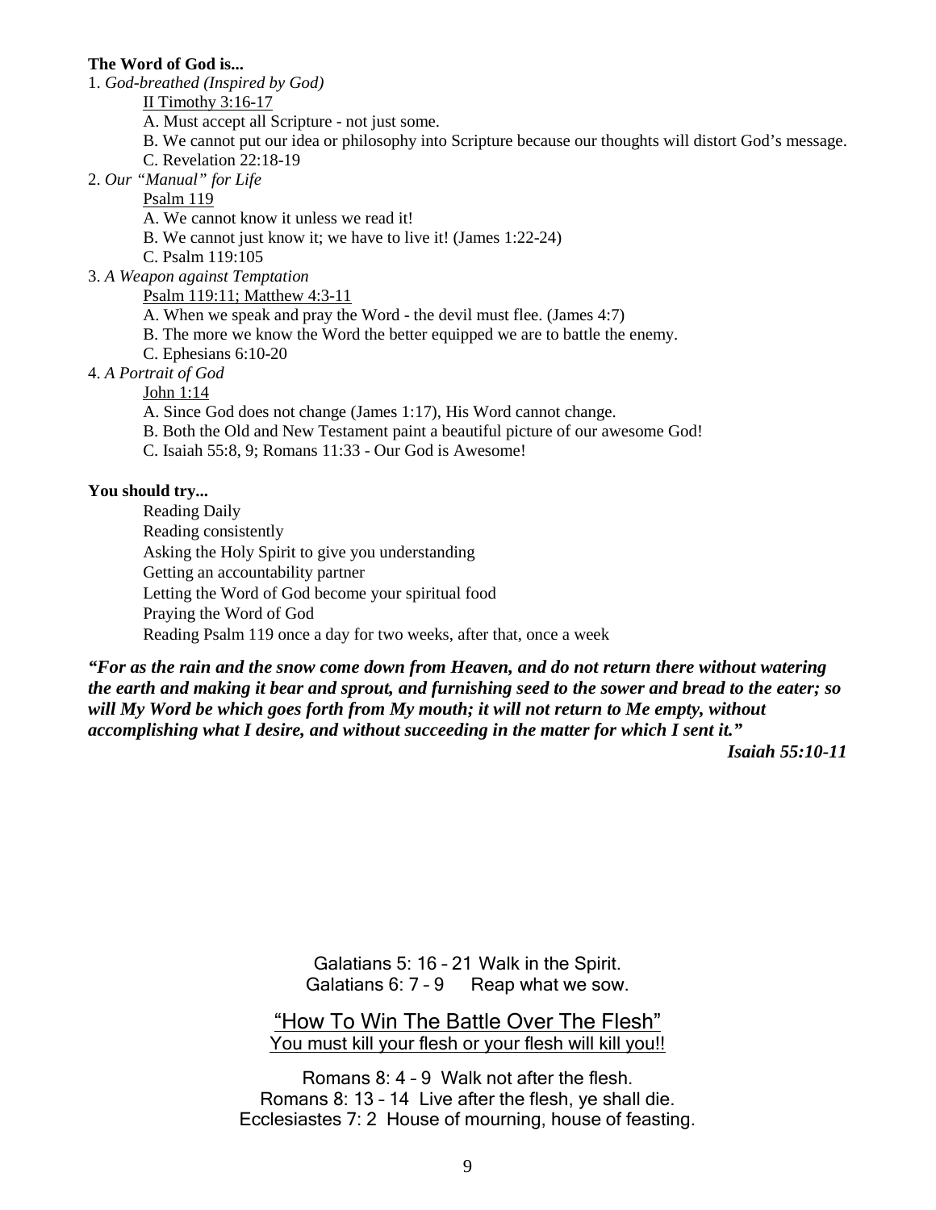**The Word of God is...**

1. *God-breathed (Inspired by God)*

    <u>II Timothy 3:16-17</u>

    A. Must accept all Scripture - not just some.

    B. We cannot put our idea or philosophy into Scripture because our thoughts will distort God's message.

    C. Revelation 22:18-19

2. *Our "Manual" for Life*

    <u>Psalm 119</u>

    A. We cannot know it unless we read it!

    B. We cannot just know it; we have to live it! (James 1:22-24)

    C. Psalm 119:105

3. *A Weapon against Temptation*

    <u>Psalm 119:11; Matthew 4:3-11</u>

    A. When we speak and pray the Word - the devil must flee. (James 4:7)

    B. The more we know the Word the better equipped we are to battle the enemy.

    C. Ephesians 6:10-20

4. *A Portrait of God*

    <u>John 1:14</u>

    A. Since God does not change (James 1:17), His Word cannot change.

    B. Both the Old and New Testament paint a beautiful picture of our awesome God!

    C. Isaiah 55:8, 9; Romans 11:33 - Our God is Awesome!

**You should try...**

Reading Daily
Reading consistently
Asking the Holy Spirit to give you understanding
Getting an accountability partner
Letting the Word of God become your spiritual food
Praying the Word of God
Reading Psalm 119 once a day for two weeks, after that, once a week

***"For as the rain and the snow come down from Heaven, and do not return there without watering the earth and making it bear and sprout, and furnishing seed to the sower and bread to the eater; so will My Word be which goes forth from My mouth; it will not return to Me empty, without accomplishing what I desire, and without succeeding in the matter for which I sent it."***

***Isaiah 55:10-11***

Galatians 5: 16 – 21 Walk in the Spirit.
Galatians 6: 7 – 9 Reap what we sow.

## <u>"How To Win The Battle Over The Flesh"</u>

<u>You must kill your flesh or your flesh will kill you!!</u>

Romans 8: 4 – 9 Walk not after the flesh.
Romans 8: 13 – 14 Live after the flesh, ye shall die.
Ecclesiastes 7: 2 House of mourning, house of feasting.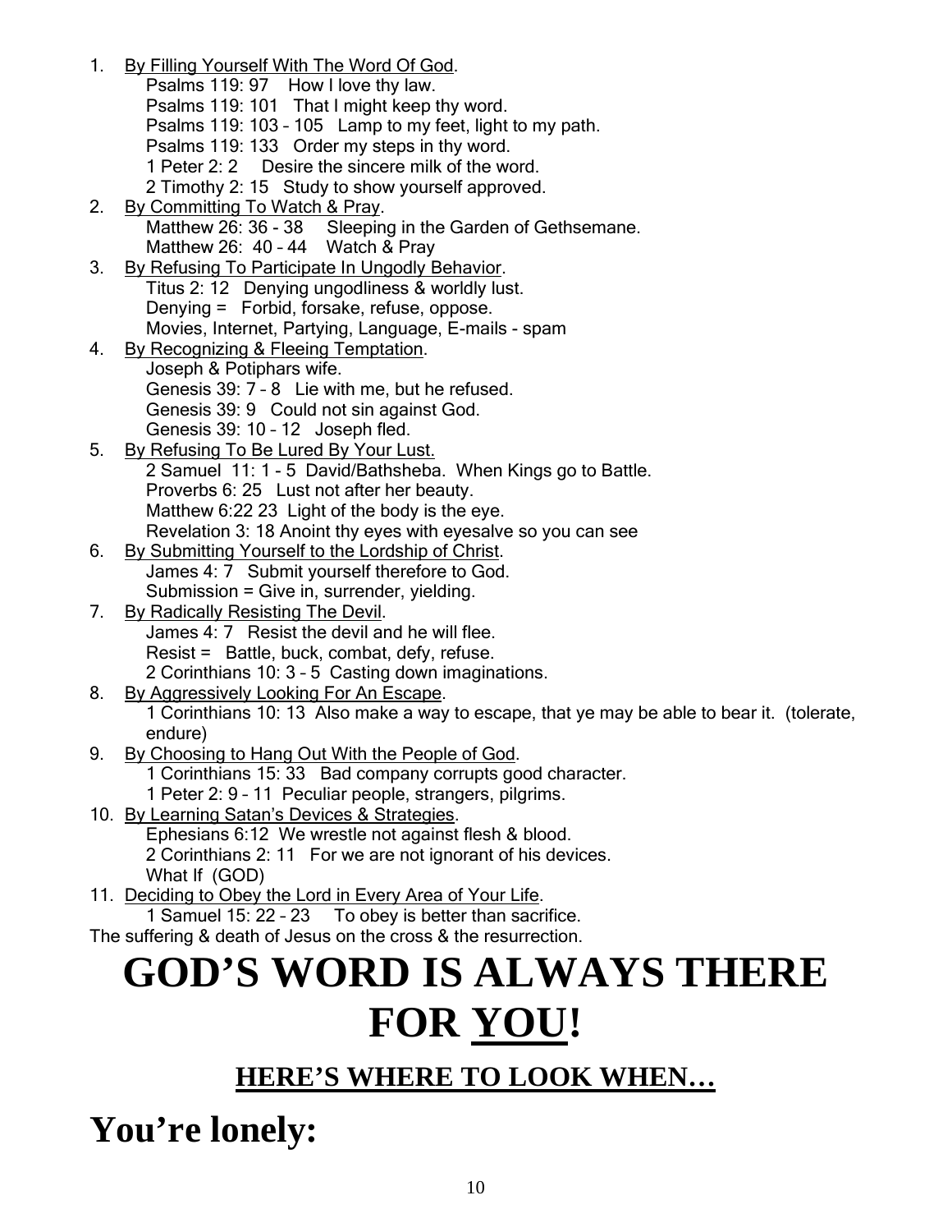1. By Filling Yourself With The Word Of God.
   - Psalms 119: 97   How I love thy law.
   - Psalms 119: 101   That I might keep thy word.
   - Psalms 119: 103 – 105   Lamp to my feet, light to my path.
   - Psalms 119: 133   Order my steps in thy word.
   - 1 Peter 2: 2    Desire the sincere milk of the word.
   - 2 Timothy 2: 15   Study to show yourself approved.
2. By Committing To Watch & Pray.
   - Matthew 26: 36 - 38    Sleeping in the Garden of Gethsemane.
   - Matthew 26: 40 – 44   Watch & Pray
3. By Refusing To Participate In Ungodly Behavior.
   - Titus 2: 12   Denying ungodliness & worldly lust.
   - Denying =   Forbid, forsake, refuse, oppose.
   - Movies, Internet, Partying, Language, E-mails - spam
4. By Recognizing & Fleeing Temptation.
   - Joseph & Potiphars wife.
   - Genesis 39: 7 – 8   Lie with me, but he refused.
   - Genesis 39: 9   Could not sin against God.
   - Genesis 39: 10 – 12   Joseph fled.
5. By Refusing To Be Lured By Your Lust.
   - 2 Samuel 11: 1 - 5  David/Bathsheba.  When Kings go to Battle.
   - Proverbs 6: 25   Lust not after her beauty.
   - Matthew 6:22 23  Light of the body is the eye.
   - Revelation 3: 18 Anoint thy eyes with eyesalve so you can see
6. By Submitting Yourself to the Lordship of Christ.
   - James 4: 7   Submit yourself therefore to God.
   - Submission = Give in, surrender, yielding.
7. By Radically Resisting The Devil.
   - James 4: 7   Resist the devil and he will flee.
   - Resist =   Battle, buck, combat, defy, refuse.
   - 2 Corinthians 10: 3 – 5  Casting down imaginations.
8. By Aggressively Looking For An Escape.
   - 1 Corinthians 10: 13  Also make a way to escape, that ye may be able to bear it.  (tolerate, endure)
9. By Choosing to Hang Out With the People of God.
   - 1 Corinthians 15: 33   Bad company corrupts good character.
   - 1 Peter 2: 9 – 11  Peculiar people, strangers, pilgrims.
10. By Learning Satan's Devices & Strategies.
    - Ephesians 6:12  We wrestle not against flesh & blood.
    - 2 Corinthians 2: 11   For we are not ignorant of his devices.
    - What If  (GOD)
11. Deciding to Obey the Lord in Every Area of Your Life.
    - 1 Samuel 15: 22 – 23    To obey is better than sacrifice.

The suffering & death of Jesus on the cross & the resurrection.

# GOD'S WORD IS ALWAYS THERE FOR YOU!

## HERE'S WHERE TO LOOK WHEN…

# You're lonely: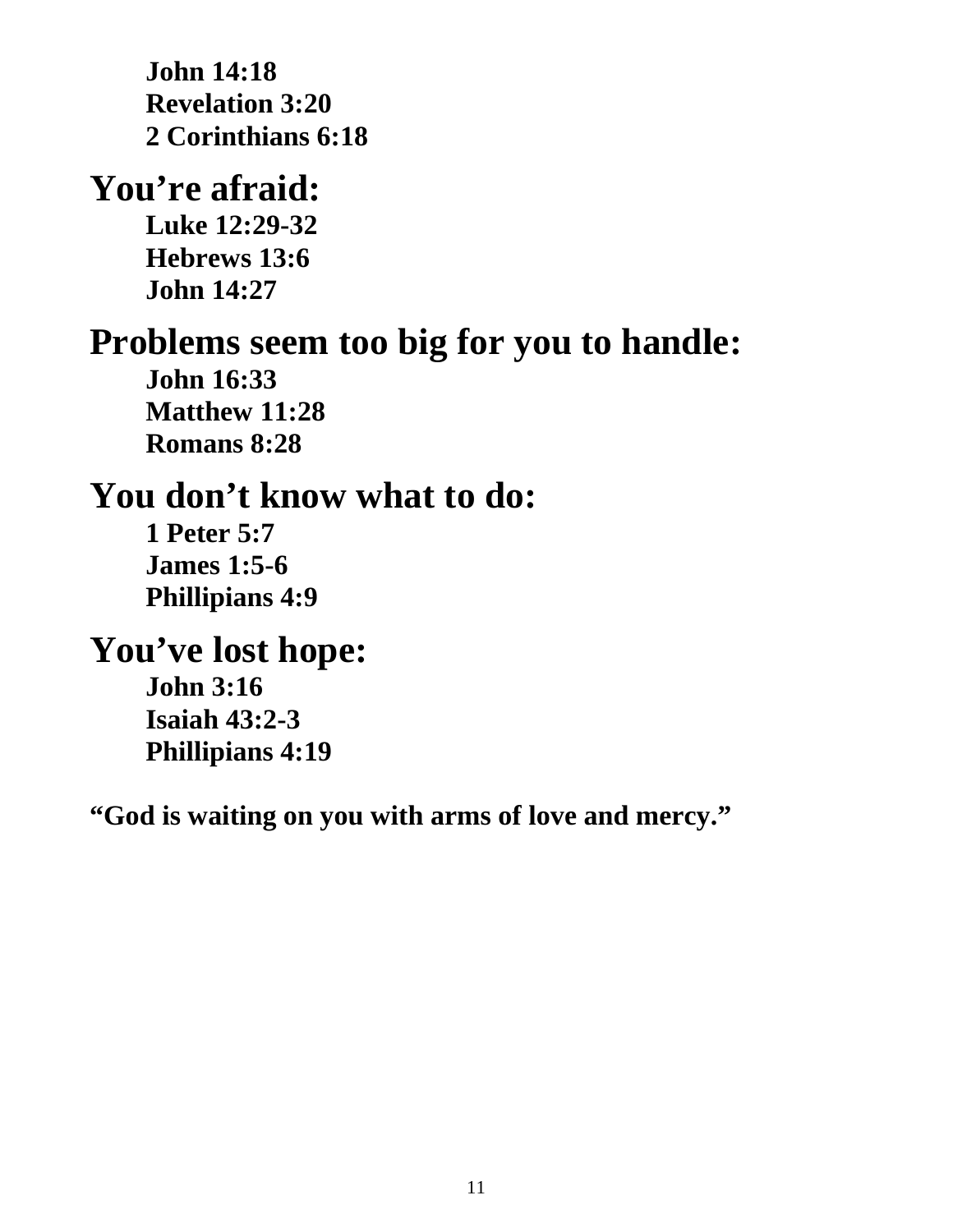**John 14:18**
**Revelation 3:20**
**2 Corinthians 6:18**

## You're afraid:

**Luke 12:29-32**
**Hebrews 13:6**
**John 14:27**

## Problems seem too big for you to handle:

**John 16:33**
**Matthew 11:28**
**Romans 8:28**

## You don't know what to do:

**1 Peter 5:7**
**James 1:5-6**
**Phillipians 4:9**

## You've lost hope:

**John 3:16**
**Isaiah 43:2-3**
**Phillipians 4:19**

**"God is waiting on you with arms of love and mercy."**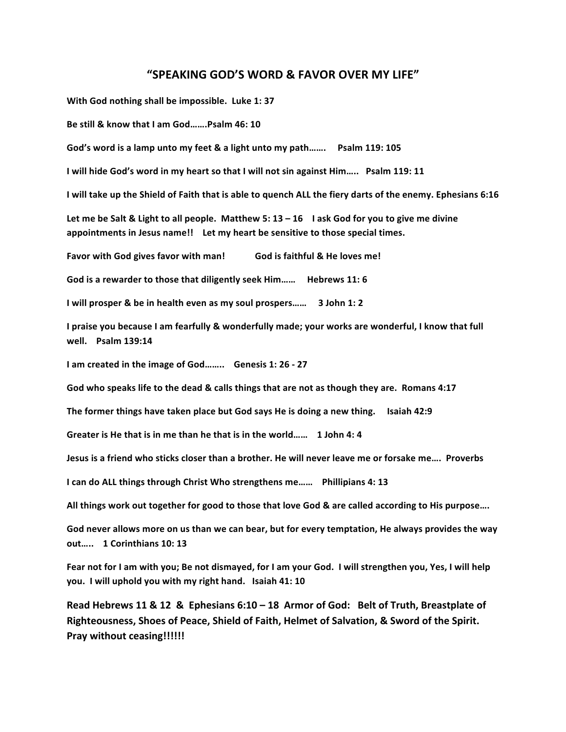# "SPEAKING GOD'S WORD & FAVOR OVER MY LIFE"

**With God nothing shall be impossible. Luke 1: 37**

**Be still & know that I am God…….Psalm 46: 10**

**God's word is a lamp unto my feet & a light unto my path……. Psalm 119: 105**

**I will hide God's word in my heart so that I will not sin against Him….. Psalm 119: 11**

**I will take up the Shield of Faith that is able to quench ALL the fiery darts of the enemy. Ephesians 6:16**

**Let me be Salt & Light to all people. Matthew 5: 13 – 16 I ask God for you to give me divine appointments in Jesus name!! Let my heart be sensitive to those special times.**

**Favor with God gives favor with man! God is faithful & He loves me!**

**God is a rewarder to those that diligently seek Him…… Hebrews 11: 6**

**I will prosper & be in health even as my soul prospers…… 3 John 1: 2**

**I praise you because I am fearfully & wonderfully made; your works are wonderful, I know that full well. Psalm 139:14**

**I am created in the image of God…….. Genesis 1: 26 - 27**

**God who speaks life to the dead & calls things that are not as though they are. Romans 4:17**

**The former things have taken place but God says He is doing a new thing. Isaiah 42:9**

**Greater is He that is in me than he that is in the world…… 1 John 4: 4**

**Jesus is a friend who sticks closer than a brother. He will never leave me or forsake me…. Proverbs**

**I can do ALL things through Christ Who strengthens me…… Phillipians 4: 13**

**All things work out together for good to those that love God & are called according to His purpose….**

**God never allows more on us than we can bear, but for every temptation, He always provides the way out….. 1 Corinthians 10: 13**

**Fear not for I am with you; Be not dismayed, for I am your God. I will strengthen you, Yes, I will help you. I will uphold you with my right hand. Isaiah 41: 10**

**Read Hebrews 11 & 12 & Ephesians 6:10 – 18 Armor of God: Belt of Truth, Breastplate of Righteousness, Shoes of Peace, Shield of Faith, Helmet of Salvation, & Sword of the Spirit. Pray without ceasing!!!!!!**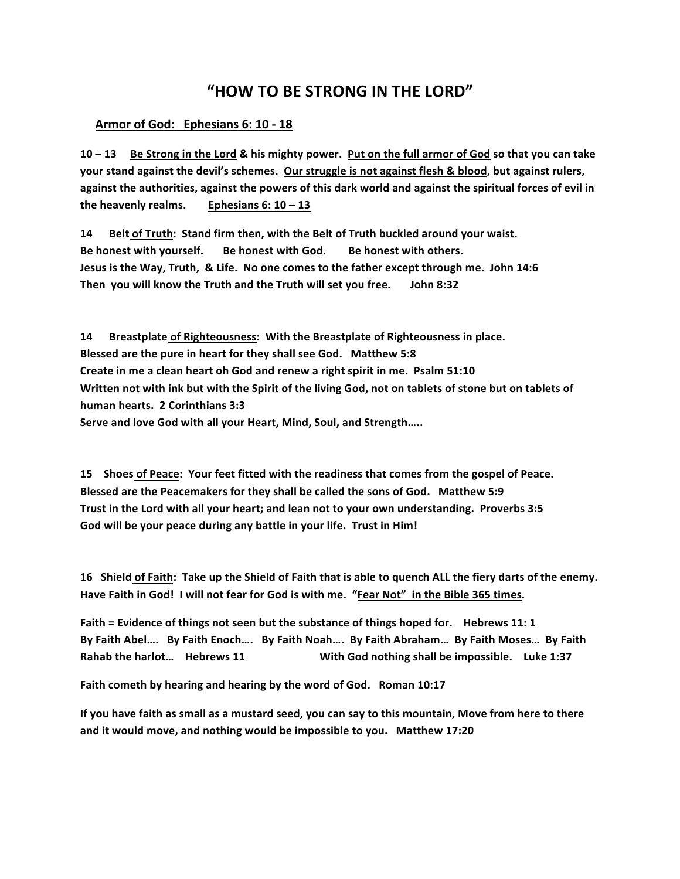# "HOW TO BE STRONG IN THE LORD"

## Armor of God: Ephesians 6: 10 - 18

**10 – 13 Be Strong in the Lord & his mighty power. Put on the full armor of God so that you can take your stand against the devil's schemes. Our struggle is not against flesh & blood, but against rulers, against the authorities, against the powers of this dark world and against the spiritual forces of evil in the heavenly realms. Ephesians 6: 10 – 13**

**14 Belt of Truth: Stand firm then, with the Belt of Truth buckled around your waist.**
**Be honest with yourself. Be honest with God. Be honest with others.**
**Jesus is the Way, Truth, & Life. No one comes to the father except through me. John 14:6**
**Then you will know the Truth and the Truth will set you free. John 8:32**

**14 Breastplate of Righteousness: With the Breastplate of Righteousness in place.**
**Blessed are the pure in heart for they shall see God. Matthew 5:8**
**Create in me a clean heart oh God and renew a right spirit in me. Psalm 51:10**
**Written not with ink but with the Spirit of the living God, not on tablets of stone but on tablets of human hearts. 2 Corinthians 3:3**
**Serve and love God with all your Heart, Mind, Soul, and Strength…..**

**15 Shoes of Peace: Your feet fitted with the readiness that comes from the gospel of Peace.**
**Blessed are the Peacemakers for they shall be called the sons of God. Matthew 5:9**
**Trust in the Lord with all your heart; and lean not to your own understanding. Proverbs 3:5**
**God will be your peace during any battle in your life. Trust in Him!**

**16 Shield of Faith: Take up the Shield of Faith that is able to quench ALL the fiery darts of the enemy. Have Faith in God! I will not fear for God is with me. "Fear Not" in the Bible 365 times.**

**Faith = Evidence of things not seen but the substance of things hoped for. Hebrews 11: 1**
**By Faith Abel…. By Faith Enoch…. By Faith Noah…. By Faith Abraham… By Faith Moses… By Faith Rahab the harlot… Hebrews 11 With God nothing shall be impossible. Luke 1:37**

**Faith cometh by hearing and hearing by the word of God. Roman 10:17**

**If you have faith as small as a mustard seed, you can say to this mountain, Move from here to there and it would move, and nothing would be impossible to you. Matthew 17:20**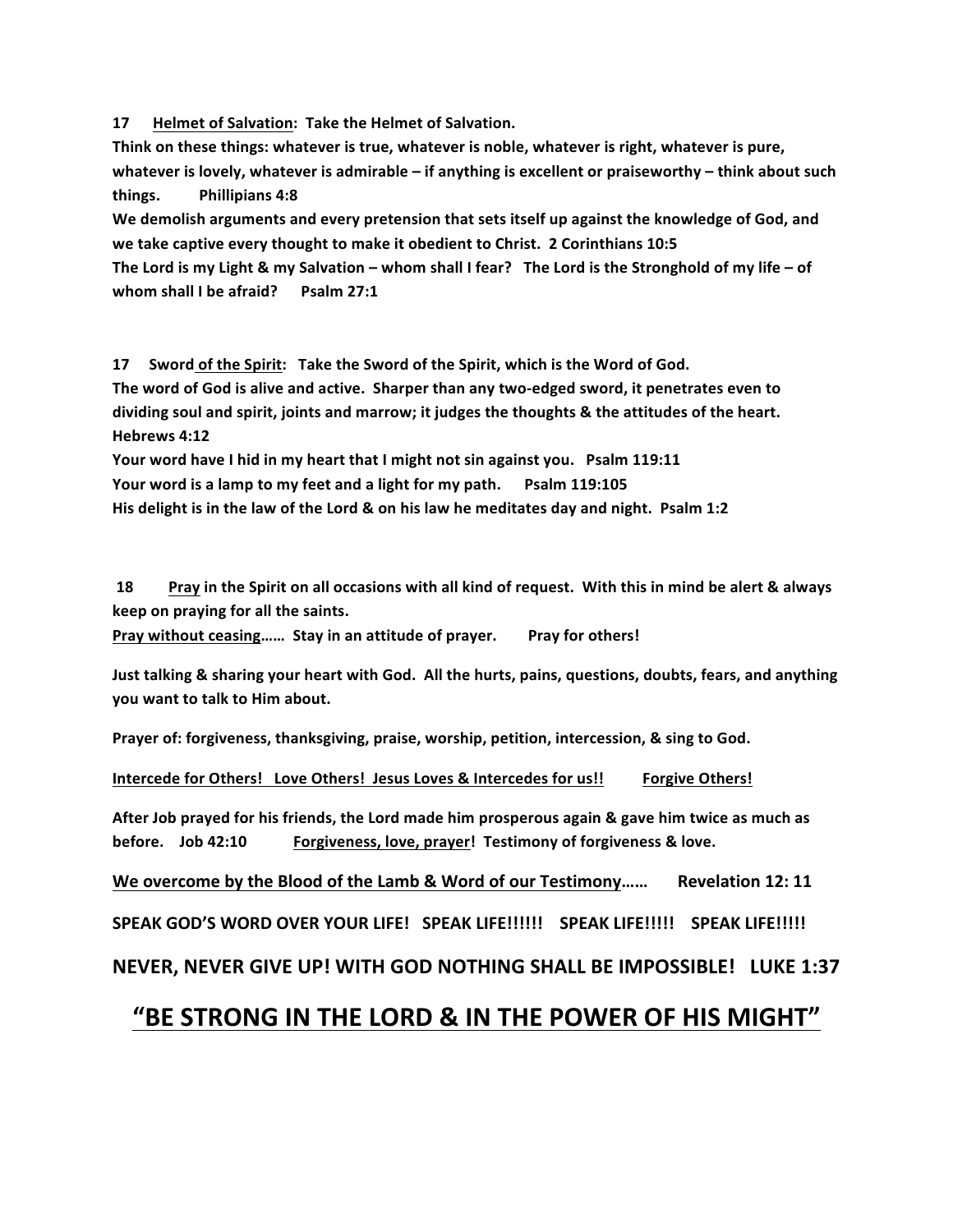**17 <u>Helmet of Salvation</u>: Take the Helmet of Salvation.**

**Think on these things: whatever is true, whatever is noble, whatever is right, whatever is pure, whatever is lovely, whatever is admirable – if anything is excellent or praiseworthy – think about such things. Phillipians 4:8**

**We demolish arguments and every pretension that sets itself up against the knowledge of God, and we take captive every thought to make it obedient to Christ. 2 Corinthians 10:5**

**The Lord is my Light & my Salvation – whom shall I fear? The Lord is the Stronghold of my life – of whom shall I be afraid? Psalm 27:1**

**17 Sword <u>of the Spirit</u>: Take the Sword of the Spirit, which is the Word of God.**

**The word of God is alive and active. Sharper than any two-edged sword, it penetrates even to dividing soul and spirit, joints and marrow; it judges the thoughts & the attitudes of the heart. Hebrews 4:12**

**Your word have I hid in my heart that I might not sin against you. Psalm 119:11**

**Your word is a lamp to my feet and a light for my path. Psalm 119:105**

**His delight is in the law of the Lord & on his law he meditates day and night. Psalm 1:2**

**18 <u>Pray</u> in the Spirit on all occasions with all kind of request. With this in mind be alert & always keep on praying for all the saints.**

**<u>Pray without ceasing</u>…… Stay in an attitude of prayer. Pray for others!**

**Just talking & sharing your heart with God. All the hurts, pains, questions, doubts, fears, and anything you want to talk to Him about.**

**Prayer of: forgiveness, thanksgiving, praise, worship, petition, intercession, & sing to God.**

**<u>Intercede for Others! Love Others! Jesus Loves & Intercedes for us!!</u> <u>Forgive Others!</u>**

**After Job prayed for his friends, the Lord made him prosperous again & gave him twice as much as before. Job 42:10 <u>Forgiveness, love, prayer</u>! Testimony of forgiveness & love.**

**<u>We overcome by the Blood of the Lamb & Word of our Testimony</u>…… Revelation 12: 11**

**SPEAK GOD'S WORD OVER YOUR LIFE! SPEAK LIFE!!!!!! SPEAK LIFE!!!!! SPEAK LIFE!!!!!**

**NEVER, NEVER GIVE UP! WITH GOD NOTHING SHALL BE IMPOSSIBLE! LUKE 1:37**

## <u>"BE STRONG IN THE LORD & IN THE POWER OF HIS MIGHT"</u>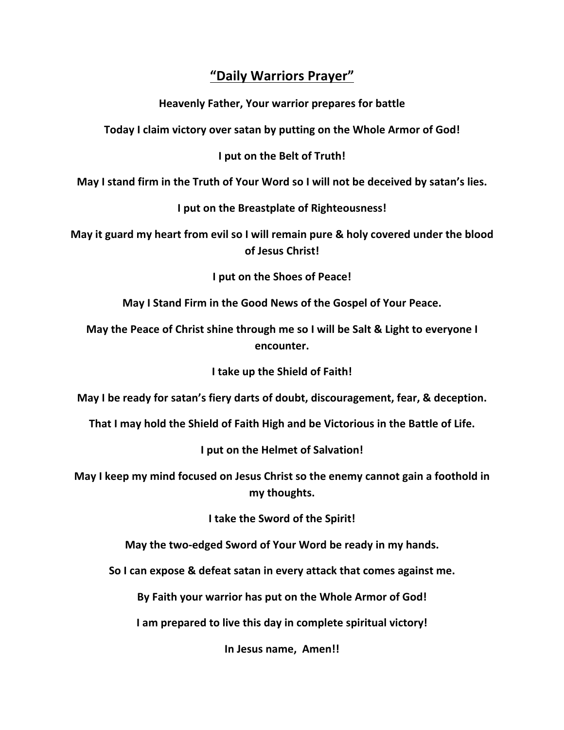# “Daily Warriors Prayer”

**Heavenly Father, Your warrior prepares for battle**

**Today I claim victory over satan by putting on the Whole Armor of God!**

**I put on the Belt of Truth!**

**May I stand firm in the Truth of Your Word so I will not be deceived by satan’s lies.**

**I put on the Breastplate of Righteousness!**

**May it guard my heart from evil so I will remain pure & holy covered under the blood of Jesus Christ!**

**I put on the Shoes of Peace!**

**May I Stand Firm in the Good News of the Gospel of Your Peace.**

**May the Peace of Christ shine through me so I will be Salt & Light to everyone I encounter.**

**I take up the Shield of Faith!**

**May I be ready for satan’s fiery darts of doubt, discouragement, fear, & deception.**

**That I may hold the Shield of Faith High and be Victorious in the Battle of Life.**

**I put on the Helmet of Salvation!**

**May I keep my mind focused on Jesus Christ so the enemy cannot gain a foothold in my thoughts.**

**I take the Sword of the Spirit!**

**May the two-edged Sword of Your Word be ready in my hands.**

**So I can expose & defeat satan in every attack that comes against me.**

**By Faith your warrior has put on the Whole Armor of God!**

**I am prepared to live this day in complete spiritual victory!**

**In Jesus name, Amen!!**